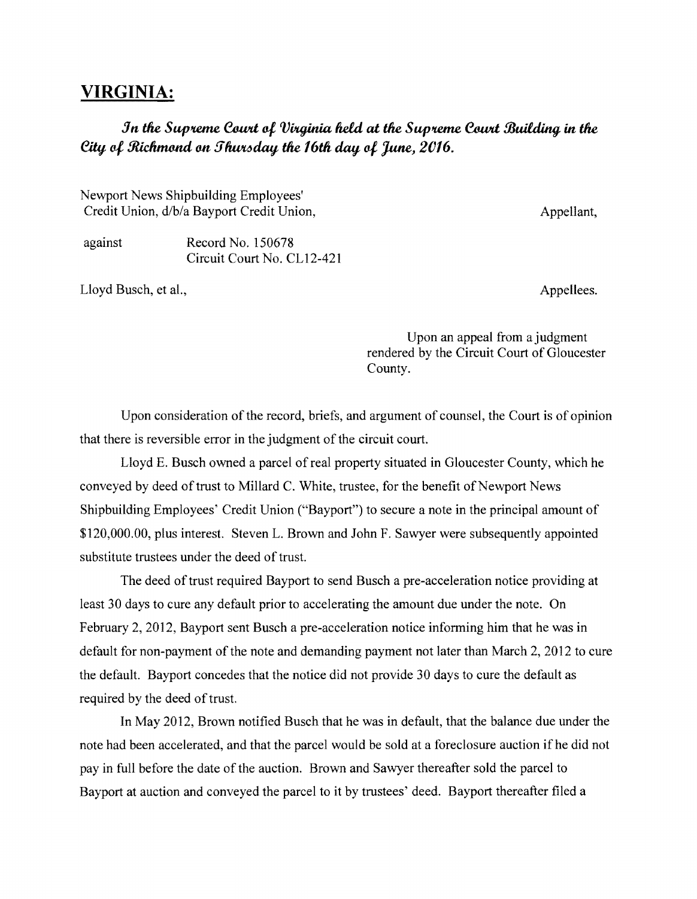# VIRGINIA:

***In the Supreme Court of Virginia held at the Supreme Court Building in the City of Richmond on Thursday the 16th day of June, 2016.***

Newport News Shipbuilding Employees' Credit Union, d/b/a Bayport Credit Union, Appellant,

against Record No. 150678
Circuit Court No. CL12-421

Lloyd Busch, et al., Appellees.

Upon an appeal from a judgment rendered by the Circuit Court of Gloucester County.

Upon consideration of the record, briefs, and argument of counsel, the Court is of opinion that there is reversible error in the judgment of the circuit court.

Lloyd E. Busch owned a parcel of real property situated in Gloucester County, which he conveyed by deed of trust to Millard C. White, trustee, for the benefit of Newport News Shipbuilding Employees' Credit Union ("Bayport") to secure a note in the principal amount of $120,000.00, plus interest. Steven L. Brown and John F. Sawyer were subsequently appointed substitute trustees under the deed of trust.

The deed of trust required Bayport to send Busch a pre-acceleration notice providing at least 30 days to cure any default prior to accelerating the amount due under the note. On February 2, 2012, Bayport sent Busch a pre-acceleration notice informing him that he was in default for non-payment of the note and demanding payment not later than March 2, 2012 to cure the default. Bayport concedes that the notice did not provide 30 days to cure the default as required by the deed of trust.

In May 2012, Brown notified Busch that he was in default, that the balance due under the note had been accelerated, and that the parcel would be sold at a foreclosure auction if he did not pay in full before the date of the auction. Brown and Sawyer thereafter sold the parcel to Bayport at auction and conveyed the parcel to it by trustees' deed. Bayport thereafter filed a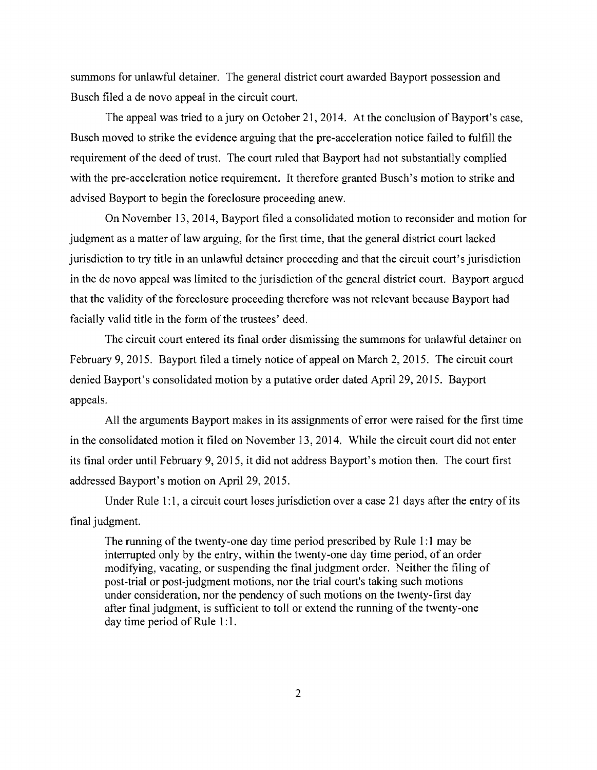summons for unlawful detainer. The general district court awarded Bayport possession and Busch filed a de novo appeal in the circuit court.

The appeal was tried to a jury on October 21, 2014. At the conclusion of Bayport's case, Busch moved to strike the evidence arguing that the pre-acceleration notice failed to fulfill the requirement of the deed of trust. The court ruled that Bayport had not substantially complied with the pre-acceleration notice requirement. It therefore granted Busch's motion to strike and advised Bayport to begin the foreclosure proceeding anew.

On November 13, 2014, Bayport filed a consolidated motion to reconsider and motion for judgment as a matter of law arguing, for the first time, that the general district court lacked jurisdiction to try title in an unlawful detainer proceeding and that the circuit court's jurisdiction in the de novo appeal was limited to the jurisdiction of the general district court. Bayport argued that the validity of the foreclosure proceeding therefore was not relevant because Bayport had facially valid title in the form of the trustees' deed.

The circuit court entered its final order dismissing the summons for unlawful detainer on February 9, 2015. Bayport filed a timely notice of appeal on March 2, 2015. The circuit court denied Bayport's consolidated motion by a putative order dated April 29, 2015. Bayport appeals.

All the arguments Bayport makes in its assignments of error were raised for the first time in the consolidated motion it filed on November 13, 2014. While the circuit court did not enter its final order until February 9, 2015, it did not address Bayport's motion then. The court first addressed Bayport's motion on April 29, 2015.

Under Rule 1:1, a circuit court loses jurisdiction over a case 21 days after the entry of its final judgment.

> The running of the twenty-one day time period prescribed by Rule 1:1 may be interrupted only by the entry, within the twenty-one day time period, of an order modifying, vacating, or suspending the final judgment order. Neither the filing of post-trial or post-judgment motions, nor the trial court's taking such motions under consideration, nor the pendency of such motions on the twenty-first day after final judgment, is sufficient to toll or extend the running of the twenty-one day time period of Rule 1:1.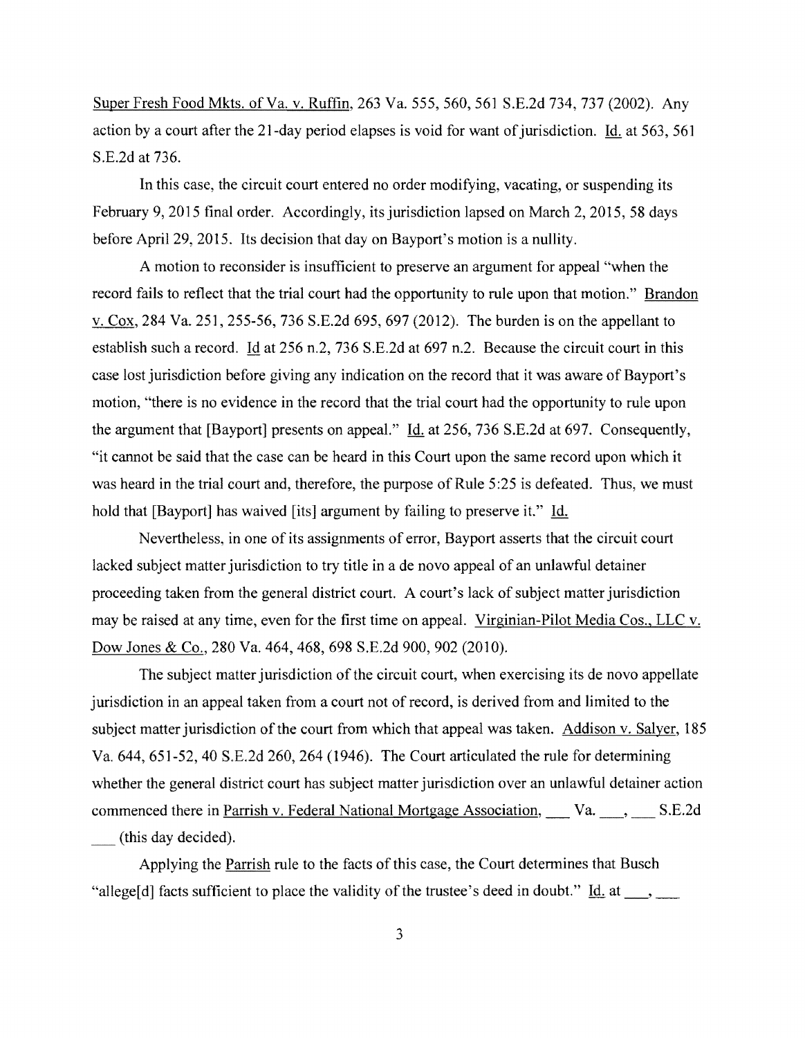Super Fresh Food Mkts. of Va. v. Ruffin, 263 Va. 555, 560, 561 S.E.2d 734, 737 (2002). Any action by a court after the 21-day period elapses is void for want of jurisdiction. Id. at 563, 561 S.E.2d at 736.

In this case, the circuit court entered no order modifying, vacating, or suspending its February 9, 2015 final order. Accordingly, its jurisdiction lapsed on March 2, 2015, 58 days before April 29, 2015. Its decision that day on Bayport's motion is a nullity.

A motion to reconsider is insufficient to preserve an argument for appeal "when the record fails to reflect that the trial court had the opportunity to rule upon that motion." Brandon v. Cox, 284 Va. 251, 255-56, 736 S.E.2d 695, 697 (2012). The burden is on the appellant to establish such a record. Id at 256 n.2, 736 S.E.2d at 697 n.2. Because the circuit court in this case lost jurisdiction before giving any indication on the record that it was aware of Bayport's motion, "there is no evidence in the record that the trial court had the opportunity to rule upon the argument that [Bayport] presents on appeal." Id. at 256, 736 S.E.2d at 697. Consequently, "it cannot be said that the case can be heard in this Court upon the same record upon which it was heard in the trial court and, therefore, the purpose of Rule 5:25 is defeated. Thus, we must hold that [Bayport] has waived [its] argument by failing to preserve it." Id.

Nevertheless, in one of its assignments of error, Bayport asserts that the circuit court lacked subject matter jurisdiction to try title in a de novo appeal of an unlawful detainer proceeding taken from the general district court. A court's lack of subject matter jurisdiction may be raised at any time, even for the first time on appeal. Virginian-Pilot Media Cos., LLC v. Dow Jones & Co., 280 Va. 464, 468, 698 S.E.2d 900, 902 (2010).

The subject matter jurisdiction of the circuit court, when exercising its de novo appellate jurisdiction in an appeal taken from a court not of record, is derived from and limited to the subject matter jurisdiction of the court from which that appeal was taken. Addison v. Salyer, 185 Va. 644, 651-52, 40 S.E.2d 260, 264 (1946). The Court articulated the rule for determining whether the general district court has subject matter jurisdiction over an unlawful detainer action commenced there in Parrish v. Federal National Mortgage Association, ___ Va. ___, ___ S.E.2d ___ (this day decided).

Applying the Parrish rule to the facts of this case, the Court determines that Busch "allege[d] facts sufficient to place the validity of the trustee's deed in doubt." Id. at ___, ___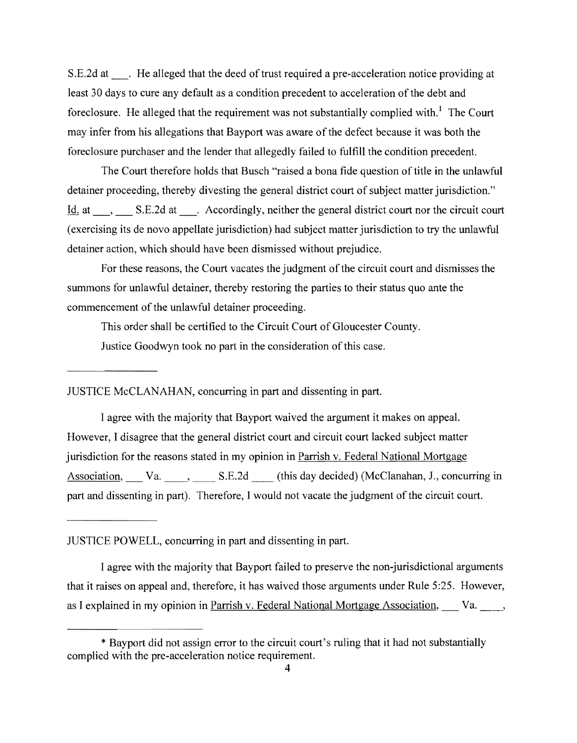S.E.2d at ___. He alleged that the deed of trust required a pre-acceleration notice providing at least 30 days to cure any default as a condition precedent to acceleration of the debt and foreclosure. He alleged that the requirement was not substantially complied with.[1] The Court may infer from his allegations that Bayport was aware of the defect because it was both the foreclosure purchaser and the lender that allegedly failed to fulfill the condition precedent.

The Court therefore holds that Busch "raised a bona fide question of title in the unlawful detainer proceeding, thereby divesting the general district court of subject matter jurisdiction." Id. at ___, ___ S.E.2d at ___. Accordingly, neither the general district court nor the circuit court (exercising its de novo appellate jurisdiction) had subject matter jurisdiction to try the unlawful detainer action, which should have been dismissed without prejudice.

For these reasons, the Court vacates the judgment of the circuit court and dismisses the summons for unlawful detainer, thereby restoring the parties to their status quo ante the commencement of the unlawful detainer proceeding.

This order shall be certified to the Circuit Court of Gloucester County.

Justice Goodwyn took no part in the consideration of this case.

---

JUSTICE McCLANAHAN, concurring in part and dissenting in part.

I agree with the majority that Bayport waived the argument it makes on appeal. However, I disagree that the general district court and circuit court lacked subject matter jurisdiction for the reasons stated in my opinion in Parrish v. Federal National Mortgage Association, ___ Va. ___, ___ S.E.2d ___ (this day decided) (McClanahan, J., concurring in part and dissenting in part). Therefore, I would not vacate the judgment of the circuit court.

---

JUSTICE POWELL, concurring in part and dissenting in part.

I agree with the majority that Bayport failed to preserve the non-jurisdictional arguments that it raises on appeal and, therefore, it has waived those arguments under Rule 5:25. However, as I explained in my opinion in Parrish v. Federal National Mortgage Association, ___ Va. ___,

---

* Bayport did not assign error to the circuit court's ruling that it had not substantially complied with the pre-acceleration notice requirement.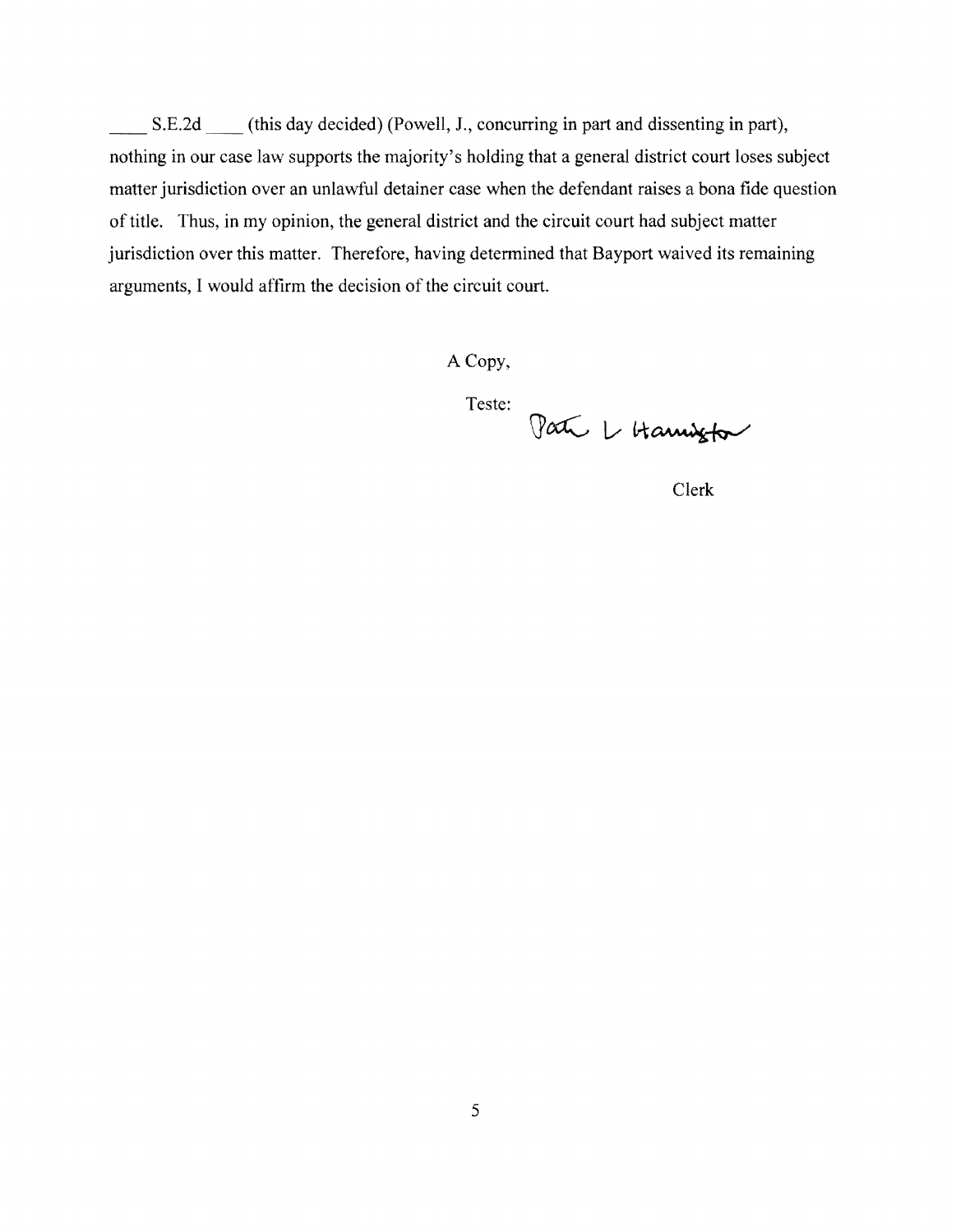____ S.E.2d ____ (this day decided) (Powell, J., concurring in part and dissenting in part), nothing in our case law supports the majority's holding that a general district court loses subject matter jurisdiction over an unlawful detainer case when the defendant raises a bona fide question of title. Thus, in my opinion, the general district and the circuit court had subject matter jurisdiction over this matter. Therefore, having determined that Bayport waived its remaining arguments, I would affirm the decision of the circuit court.

A Copy,

Teste:

Patricia L. Harrington

Clerk